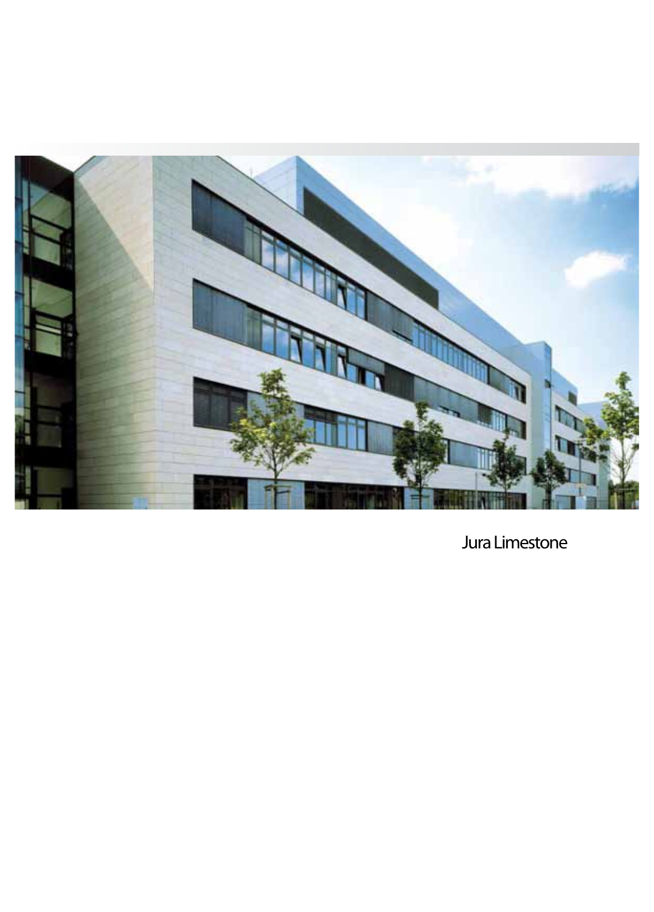Jura Limestone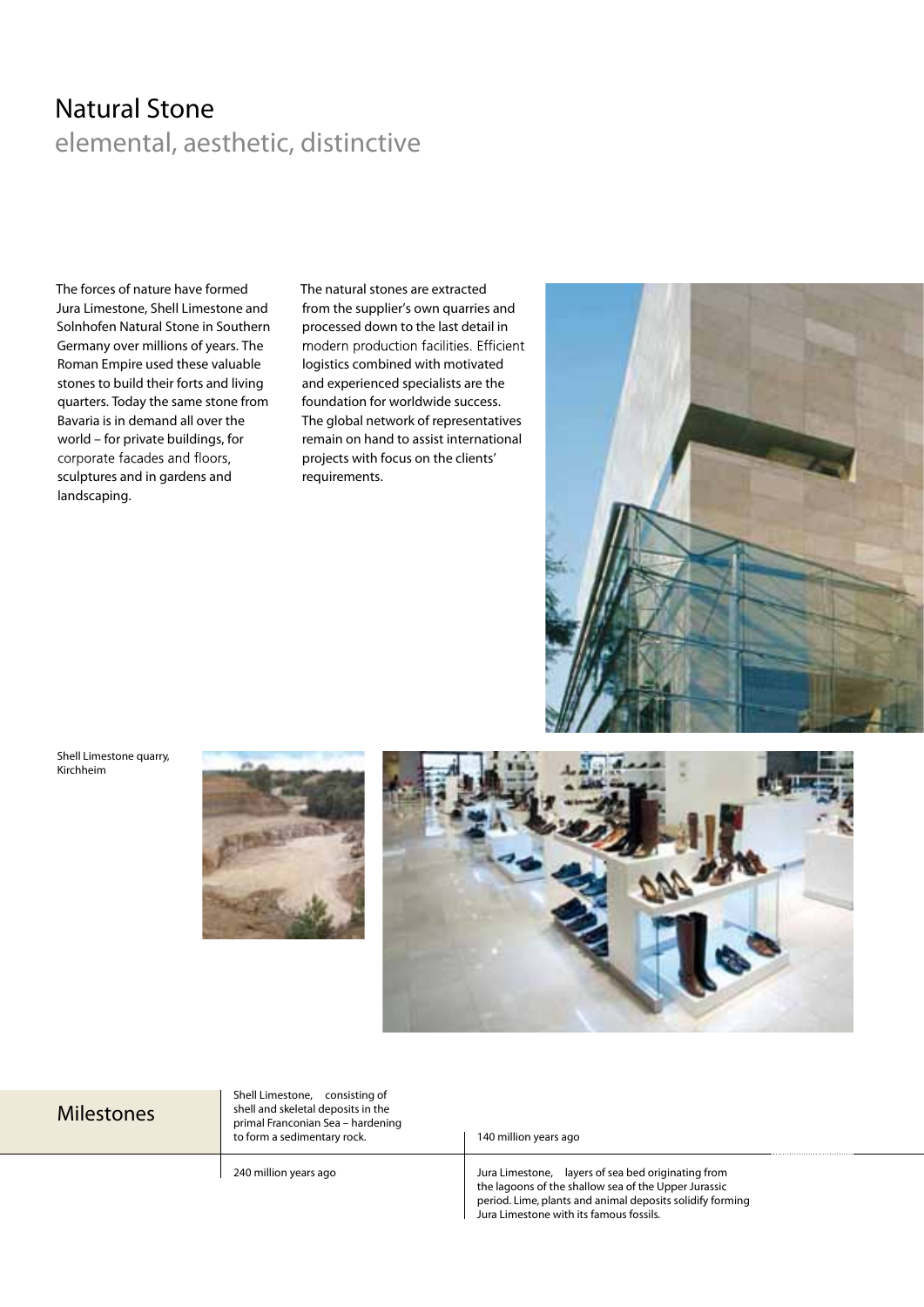# Natural Stone

## elemental, aesthetic, distinctive

The forces of nature have formed Jura Limestone, Shell Limestone and Solnhofen Natural Stone in Southern Germany over millions of years. The Roman Empire used these valuable stones to build their forts and living quarters. Today the same stone from Bavaria is in demand all over the world – for private buildings, for corporate facades and floors, sculptures and in gardens and landscaping.

The natural stones are extracted from the supplier's own quarries and processed down to the last detail in modern production facilities. Efficient logistics combined with motivated and experienced specialists are the foundation for worldwide success. The global network of representatives remain on hand to assist international projects with focus on the clients' requirements.

Shell Limestone quarry, Kirchheim

## Milestones

Shell Limestone, consisting of shell and skeletal deposits in the primal Franconian Sea – hardening to form a sedimentary rock.

240 million years ago

140 million years ago

Jura Limestone, layers of sea bed originating from the lagoons of the shallow sea of the Upper Jurassic period. Lime, plants and animal deposits solidify forming Jura Limestone with its famous fossils.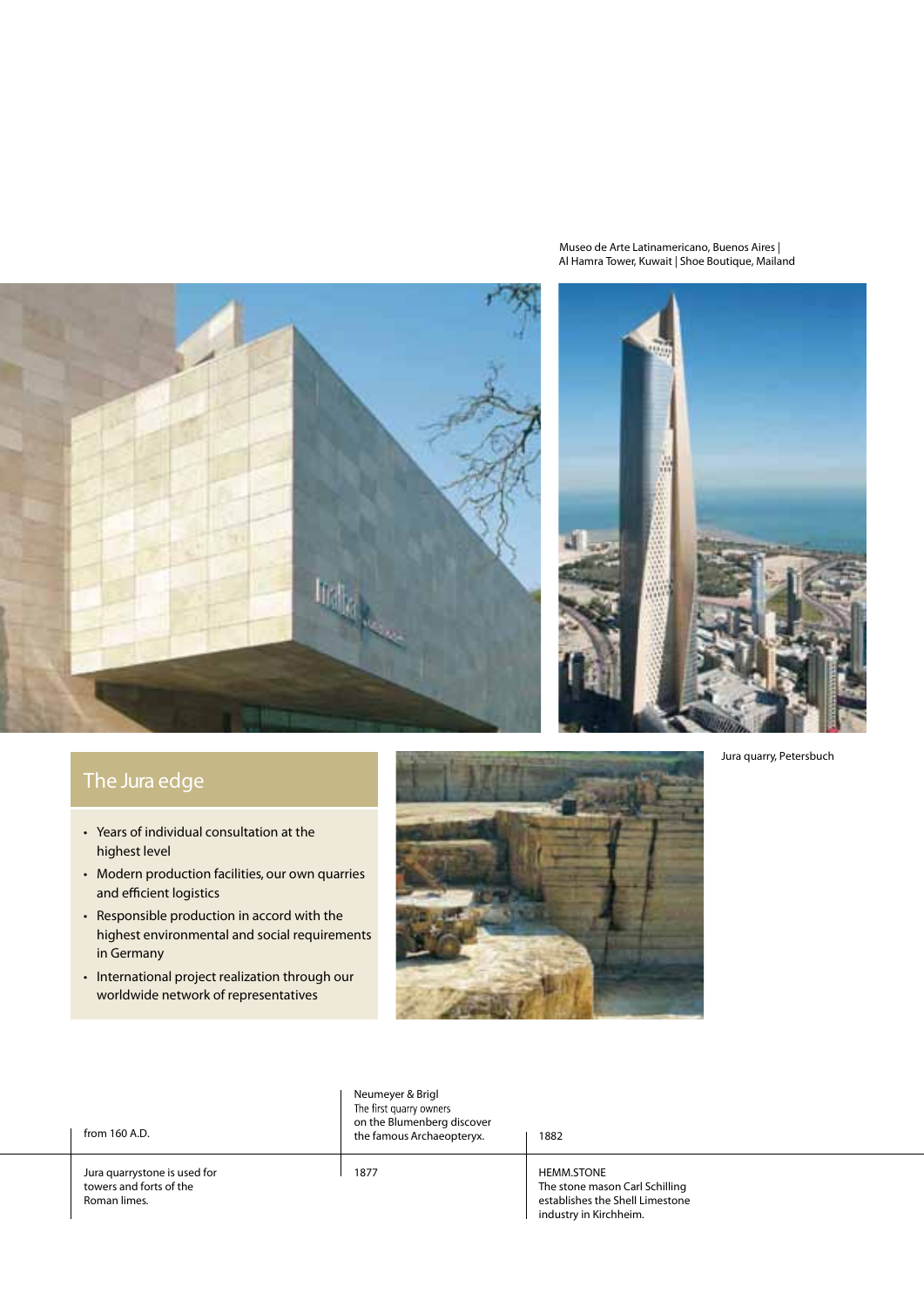Museo de Arte Latinamericano, Buenos Aires | Al Hamra Tower, Kuwait | Shoe Boutique, Mailand

Jura quarry, Petersbuch

## The Jura edge

- Years of individual consultation at the highest level
- Modern production facilities, our own quarries and efficient logistics
- Responsible production in accord with the highest environmental and social requirements in Germany
- International project realization through our worldwide network of representatives

from 160 A.D.

Jura quarrystone is used for towers and forts of the Roman limes.

Neumeyer & Brigl
The first quarry owners on the Blumenberg discover the famous Archaeopteryx.

1877

1882

HEMM.STONE
The stone mason Carl Schilling establishes the Shell Limestone industry in Kirchheim.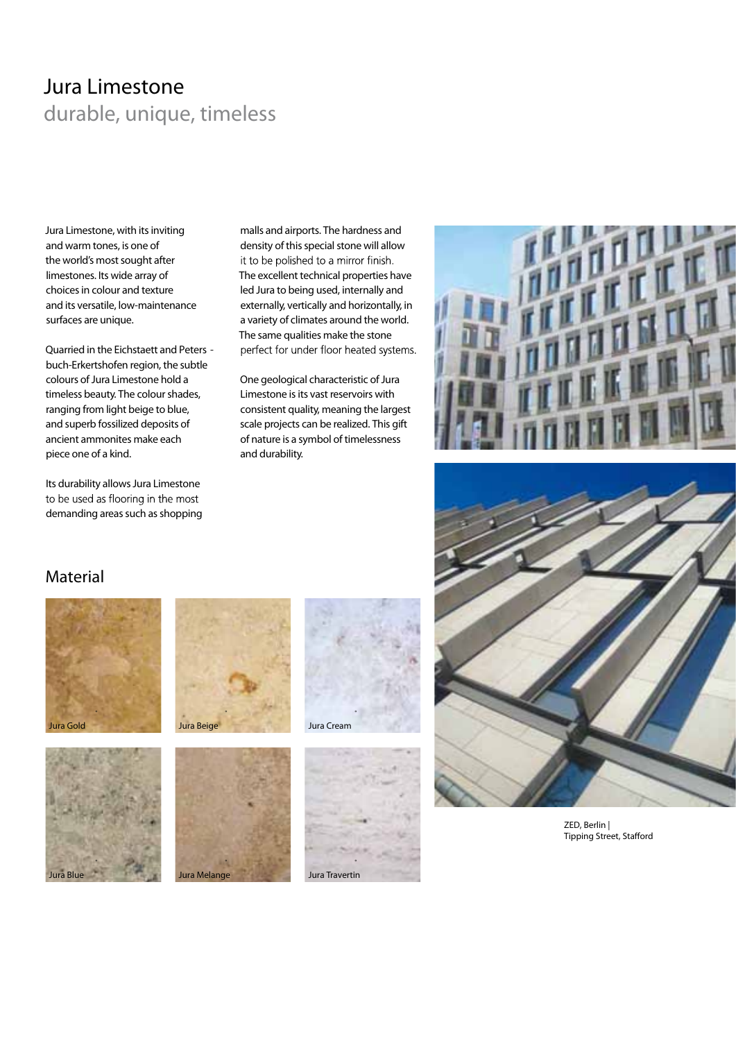# Jura Limestone

## durable, unique, timeless

Jura Limestone, with its inviting and warm tones, is one of the world's most sought after limestones. Its wide array of choices in colour and texture and its versatile, low-maintenance surfaces are unique.

Quarried in the Eichstaett and Peters - buch-Erkertshofen region, the subtle colours of Jura Limestone hold a timeless beauty. The colour shades, ranging from light beige to blue, and superb fossilized deposits of ancient ammonites make each piece one of a kind.

Its durability allows Jura Limestone to be used as flooring in the most demanding areas such as shopping malls and airports. The hardness and density of this special stone will allow it to be polished to a mirror finish. The excellent technical properties have led Jura to being used, internally and externally, vertically and horizontally, in a variety of climates around the world. The same qualities make the stone perfect for under floor heated systems.

One geological characteristic of Jura Limestone is its vast reservoirs with consistent quality, meaning the largest scale projects can be realized. This gift of nature is a symbol of timelessness and durability.

ZED, Berlin |
Tipping Street, Stafford

## Material

Jura Gold

Jura Beige

Jura Cream

Jura Blue

Jura Melange

Jura Travertin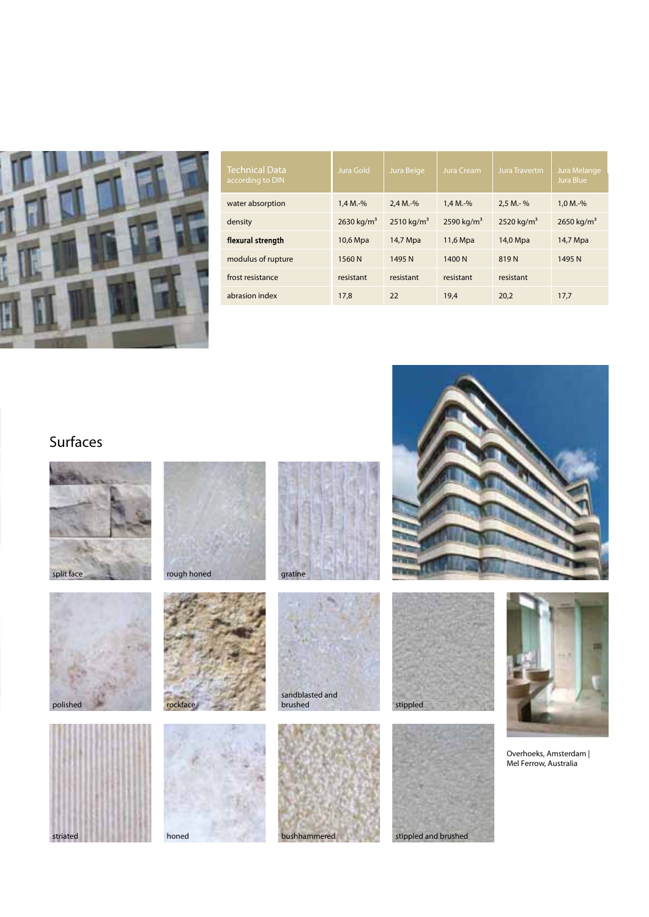| Technical Data according to DIN | Jura Gold | Jura Beige | Jura Cream | Jura Travertin | Jura Melange Jura Blue |
|---|---|---|---|---|---|
| water absorption | 1,4 M.-% | 2,4 M.-% | 1,4 M.-% | 2,5 M.- % | 1,0 M.-% |
| density | 2630 kg/m³ | 2510 kg/m³ | 2590 kg/m³ | 2520 kg/m³ | 2650 kg/m³ |
| **flexural strength** | 10,6 Mpa | 14,7 Mpa | 11,6 Mpa | 14,0 Mpa | 14,7 Mpa |
| modulus of rupture | 1560 N | 1495 N | 1400 N | 819 N | 1495 N |
| frost resistance | resistant | resistant | resistant | resistant | |
| abrasion index | 17,8 | 22 | 19,4 | 20,2 | 17,7 |

## Surfaces

split face

rough honed

gratine

polished

rockface

sandblasted and brushed

stippled

striated

honed

bushhammered

stippled and brushed

Overhoeks, Amsterdam | Mel Ferrow, Australia